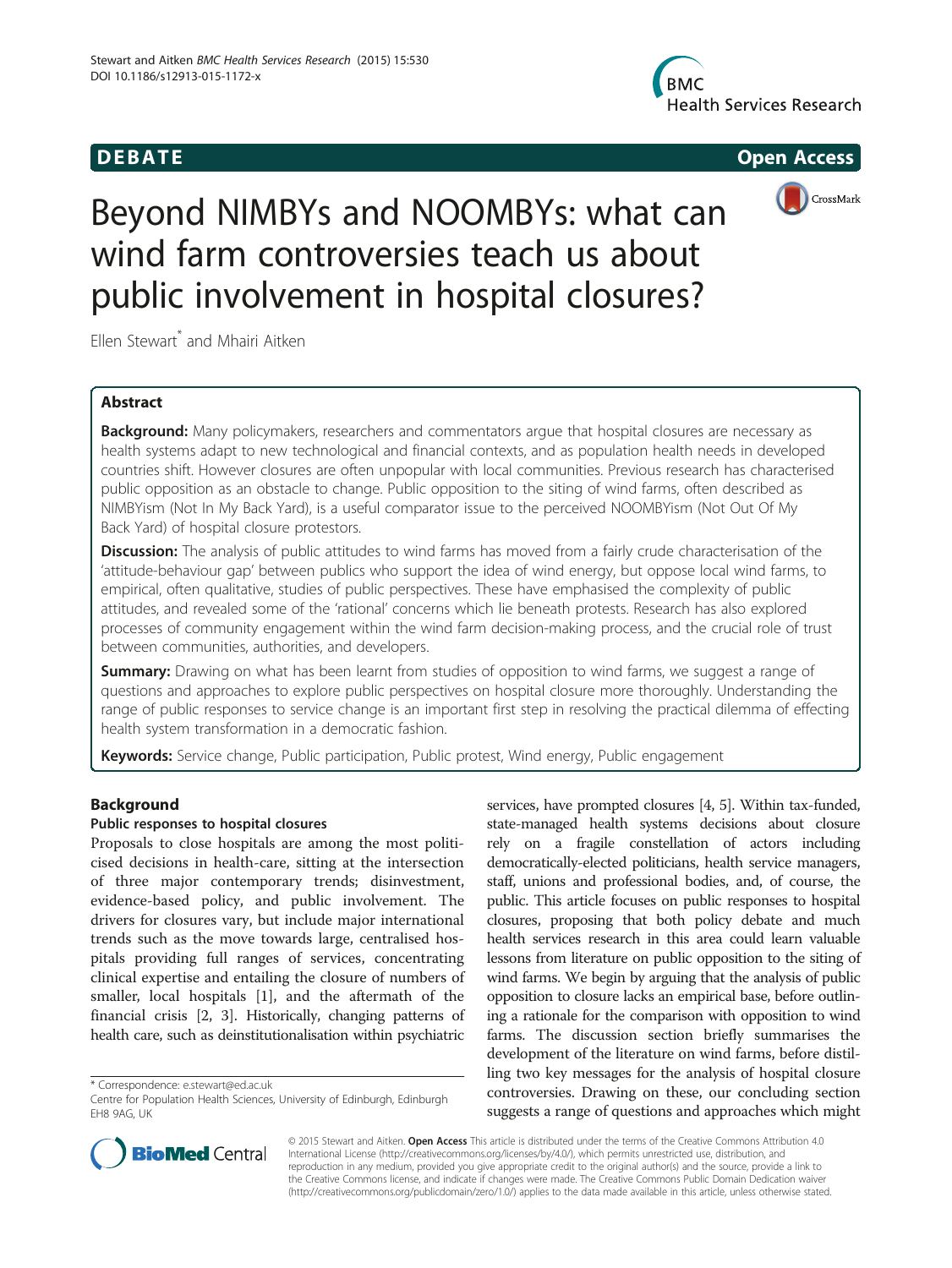**DEBATE** **Open Access**

# Beyond NIMBYs and NOOMBYs: what can wind farm controversies teach us about public involvement in hospital closures?

Ellen Stewart* and Mhairi Aitken

## Abstract

**Background:** Many policymakers, researchers and commentators argue that hospital closures are necessary as health systems adapt to new technological and financial contexts, and as population health needs in developed countries shift. However closures are often unpopular with local communities. Previous research has characterised public opposition as an obstacle to change. Public opposition to the siting of wind farms, often described as NIMBYism (Not In My Back Yard), is a useful comparator issue to the perceived NOOMBYism (Not Out Of My Back Yard) of hospital closure protestors.

**Discussion:** The analysis of public attitudes to wind farms has moved from a fairly crude characterisation of the 'attitude-behaviour gap' between publics who support the idea of wind energy, but oppose local wind farms, to empirical, often qualitative, studies of public perspectives. These have emphasised the complexity of public attitudes, and revealed some of the 'rational' concerns which lie beneath protests. Research has also explored processes of community engagement within the wind farm decision-making process, and the crucial role of trust between communities, authorities, and developers.

**Summary:** Drawing on what has been learnt from studies of opposition to wind farms, we suggest a range of questions and approaches to explore public perspectives on hospital closure more thoroughly. Understanding the range of public responses to service change is an important first step in resolving the practical dilemma of effecting health system transformation in a democratic fashion.

**Keywords:** Service change, Public participation, Public protest, Wind energy, Public engagement

## Background

### Public responses to hospital closures

Proposals to close hospitals are among the most politicised decisions in health-care, sitting at the intersection of three major contemporary trends; disinvestment, evidence-based policy, and public involvement. The drivers for closures vary, but include major international trends such as the move towards large, centralised hospitals providing full ranges of services, concentrating clinical expertise and entailing the closure of numbers of smaller, local hospitals [1], and the aftermath of the financial crisis [2, 3]. Historically, changing patterns of health care, such as deinstitutionalisation within psychiatric services, have prompted closures [4, 5]. Within tax-funded, state-managed health systems decisions about closure rely on a fragile constellation of actors including democratically-elected politicians, health service managers, staff, unions and professional bodies, and, of course, the public. This article focuses on public responses to hospital closures, proposing that both policy debate and much health services research in this area could learn valuable lessons from literature on public opposition to the siting of wind farms. We begin by arguing that the analysis of public opposition to closure lacks an empirical base, before outlining a rationale for the comparison with opposition to wind farms. The discussion section briefly summarises the development of the literature on wind farms, before distilling two key messages for the analysis of hospital closure controversies. Drawing on these, our concluding section suggests a range of questions and approaches which might

\* Correspondence: e.stewart@ed.ac.uk
Centre for Population Health Sciences, University of Edinburgh, Edinburgh EH8 9AG, UK

© 2015 Stewart and Aitken. **Open Access** This article is distributed under the terms of the Creative Commons Attribution 4.0 International License (http://creativecommons.org/licenses/by/4.0/), which permits unrestricted use, distribution, and reproduction in any medium, provided you give appropriate credit to the original author(s) and the source, provide a link to the Creative Commons license, and indicate if changes were made. The Creative Commons Public Domain Dedication waiver (http://creativecommons.org/publicdomain/zero/1.0/) applies to the data made available in this article, unless otherwise stated.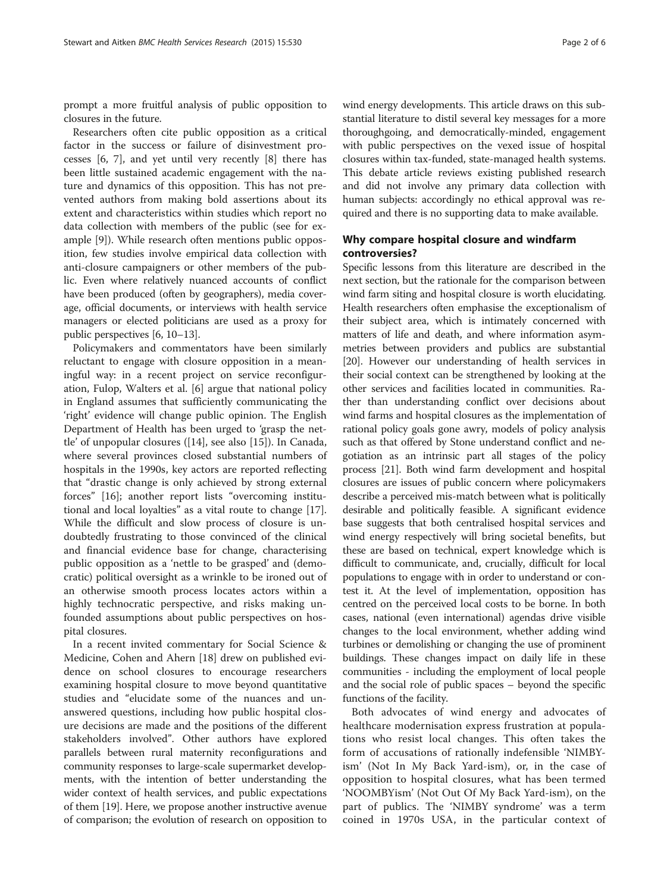prompt a more fruitful analysis of public opposition to closures in the future.

Researchers often cite public opposition as a critical factor in the success or failure of disinvestment processes [6, 7], and yet until very recently [8] there has been little sustained academic engagement with the nature and dynamics of this opposition. This has not prevented authors from making bold assertions about its extent and characteristics within studies which report no data collection with members of the public (see for example [9]). While research often mentions public opposition, few studies involve empirical data collection with anti-closure campaigners or other members of the public. Even where relatively nuanced accounts of conflict have been produced (often by geographers), media coverage, official documents, or interviews with health service managers or elected politicians are used as a proxy for public perspectives [6, 10–13].

Policymakers and commentators have been similarly reluctant to engage with closure opposition in a meaningful way: in a recent project on service reconfiguration, Fulop, Walters et al. [6] argue that national policy in England assumes that sufficiently communicating the 'right' evidence will change public opinion. The English Department of Health has been urged to 'grasp the nettle' of unpopular closures ([14], see also [15]). In Canada, where several provinces closed substantial numbers of hospitals in the 1990s, key actors are reported reflecting that "drastic change is only achieved by strong external forces" [16]; another report lists "overcoming institutional and local loyalties" as a vital route to change [17]. While the difficult and slow process of closure is undoubtedly frustrating to those convinced of the clinical and financial evidence base for change, characterising public opposition as a 'nettle to be grasped' and (democratic) political oversight as a wrinkle to be ironed out of an otherwise smooth process locates actors within a highly technocratic perspective, and risks making unfounded assumptions about public perspectives on hospital closures.

In a recent invited commentary for Social Science & Medicine, Cohen and Ahern [18] drew on published evidence on school closures to encourage researchers examining hospital closure to move beyond quantitative studies and "elucidate some of the nuances and unanswered questions, including how public hospital closure decisions are made and the positions of the different stakeholders involved". Other authors have explored parallels between rural maternity reconfigurations and community responses to large-scale supermarket developments, with the intention of better understanding the wider context of health services, and public expectations of them [19]. Here, we propose another instructive avenue of comparison; the evolution of research on opposition to wind energy developments. This article draws on this substantial literature to distil several key messages for a more thoroughgoing, and democratically-minded, engagement with public perspectives on the vexed issue of hospital closures within tax-funded, state-managed health systems. This debate article reviews existing published research and did not involve any primary data collection with human subjects: accordingly no ethical approval was required and there is no supporting data to make available.

## Why compare hospital closure and windfarm controversies?

Specific lessons from this literature are described in the next section, but the rationale for the comparison between wind farm siting and hospital closure is worth elucidating. Health researchers often emphasise the exceptionalism of their subject area, which is intimately concerned with matters of life and death, and where information asymmetries between providers and publics are substantial [20]. However our understanding of health services in their social context can be strengthened by looking at the other services and facilities located in communities. Rather than understanding conflict over decisions about wind farms and hospital closures as the implementation of rational policy goals gone awry, models of policy analysis such as that offered by Stone understand conflict and negotiation as an intrinsic part all stages of the policy process [21]. Both wind farm development and hospital closures are issues of public concern where policymakers describe a perceived mis-match between what is politically desirable and politically feasible. A significant evidence base suggests that both centralised hospital services and wind energy respectively will bring societal benefits, but these are based on technical, expert knowledge which is difficult to communicate, and, crucially, difficult for local populations to engage with in order to understand or contest it. At the level of implementation, opposition has centred on the perceived local costs to be borne. In both cases, national (even international) agendas drive visible changes to the local environment, whether adding wind turbines or demolishing or changing the use of prominent buildings. These changes impact on daily life in these communities - including the employment of local people and the social role of public spaces – beyond the specific functions of the facility.

Both advocates of wind energy and advocates of healthcare modernisation express frustration at populations who resist local changes. This often takes the form of accusations of rationally indefensible 'NIMBY-ism' (Not In My Back Yard-ism), or, in the case of opposition to hospital closures, what has been termed 'NOOMBYism' (Not Out Of My Back Yard-ism), on the part of publics. The 'NIMBY syndrome' was a term coined in 1970s USA, in the particular context of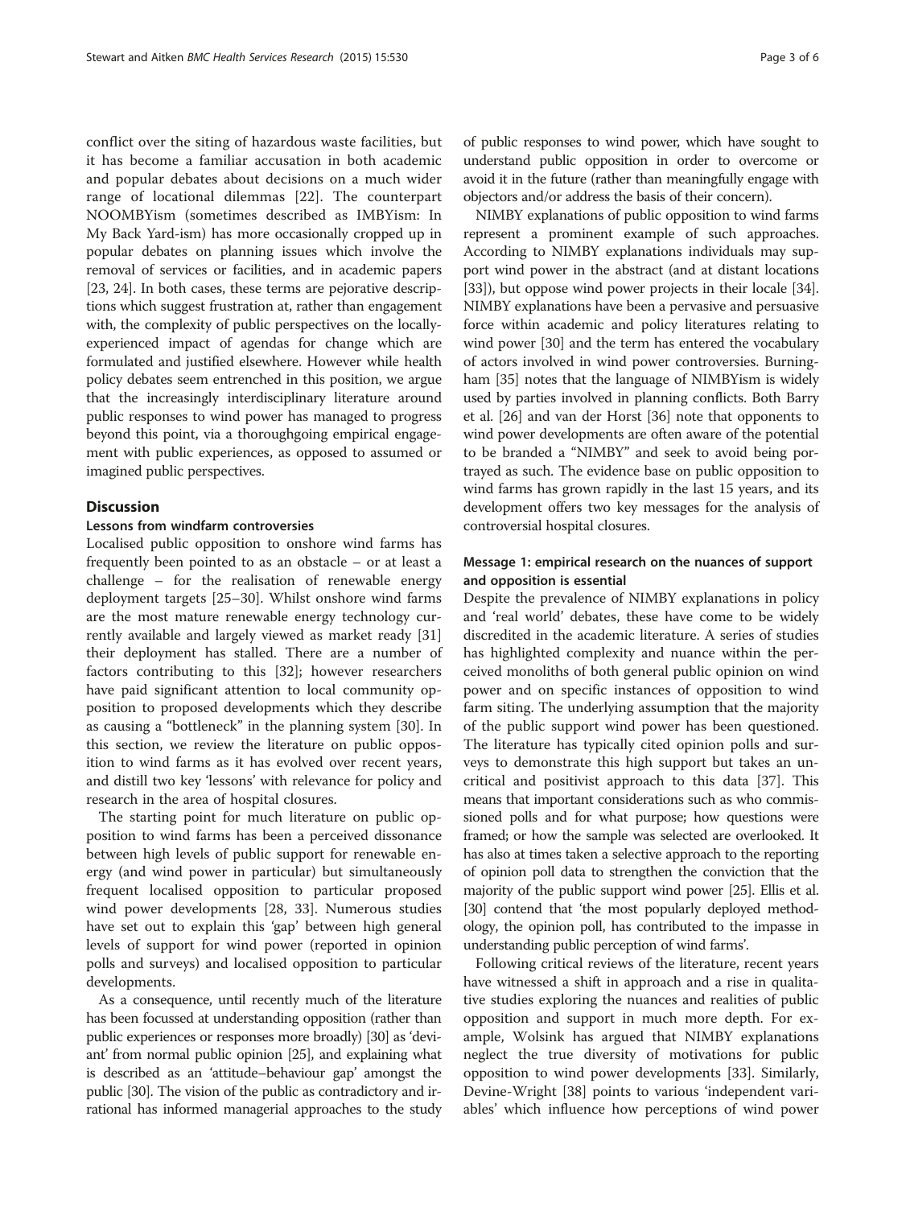conflict over the siting of hazardous waste facilities, but it has become a familiar accusation in both academic and popular debates about decisions on a much wider range of locational dilemmas [22]. The counterpart NOOMBYism (sometimes described as IMBYism: In My Back Yard-ism) has more occasionally cropped up in popular debates on planning issues which involve the removal of services or facilities, and in academic papers [23, 24]. In both cases, these terms are pejorative descriptions which suggest frustration at, rather than engagement with, the complexity of public perspectives on the locally-experienced impact of agendas for change which are formulated and justified elsewhere. However while health policy debates seem entrenched in this position, we argue that the increasingly interdisciplinary literature around public responses to wind power has managed to progress beyond this point, via a thoroughgoing empirical engagement with public experiences, as opposed to assumed or imagined public perspectives.

## Discussion

### Lessons from windfarm controversies

Localised public opposition to onshore wind farms has frequently been pointed to as an obstacle – or at least a challenge – for the realisation of renewable energy deployment targets [25–30]. Whilst onshore wind farms are the most mature renewable energy technology currently available and largely viewed as market ready [31] their deployment has stalled. There are a number of factors contributing to this [32]; however researchers have paid significant attention to local community opposition to proposed developments which they describe as causing a "bottleneck" in the planning system [30]. In this section, we review the literature on public opposition to wind farms as it has evolved over recent years, and distill two key 'lessons' with relevance for policy and research in the area of hospital closures.

The starting point for much literature on public opposition to wind farms has been a perceived dissonance between high levels of public support for renewable energy (and wind power in particular) but simultaneously frequent localised opposition to particular proposed wind power developments [28, 33]. Numerous studies have set out to explain this 'gap' between high general levels of support for wind power (reported in opinion polls and surveys) and localised opposition to particular developments.

As a consequence, until recently much of the literature has been focussed at understanding opposition (rather than public experiences or responses more broadly) [30] as 'deviant' from normal public opinion [25], and explaining what is described as an 'attitude–behaviour gap' amongst the public [30]. The vision of the public as contradictory and irrational has informed managerial approaches to the study of public responses to wind power, which have sought to understand public opposition in order to overcome or avoid it in the future (rather than meaningfully engage with objectors and/or address the basis of their concern).

NIMBY explanations of public opposition to wind farms represent a prominent example of such approaches. According to NIMBY explanations individuals may support wind power in the abstract (and at distant locations [33]), but oppose wind power projects in their locale [34]. NIMBY explanations have been a pervasive and persuasive force within academic and policy literatures relating to wind power [30] and the term has entered the vocabulary of actors involved in wind power controversies. Burningham [35] notes that the language of NIMBYism is widely used by parties involved in planning conflicts. Both Barry et al. [26] and van der Horst [36] note that opponents to wind power developments are often aware of the potential to be branded a "NIMBY" and seek to avoid being portrayed as such. The evidence base on public opposition to wind farms has grown rapidly in the last 15 years, and its development offers two key messages for the analysis of controversial hospital closures.

### Message 1: empirical research on the nuances of support and opposition is essential

Despite the prevalence of NIMBY explanations in policy and 'real world' debates, these have come to be widely discredited in the academic literature. A series of studies has highlighted complexity and nuance within the perceived monoliths of both general public opinion on wind power and on specific instances of opposition to wind farm siting. The underlying assumption that the majority of the public support wind power has been questioned. The literature has typically cited opinion polls and surveys to demonstrate this high support but takes an uncritical and positivist approach to this data [37]. This means that important considerations such as who commissioned polls and for what purpose; how questions were framed; or how the sample was selected are overlooked. It has also at times taken a selective approach to the reporting of opinion poll data to strengthen the conviction that the majority of the public support wind power [25]. Ellis et al. [30] contend that 'the most popularly deployed methodology, the opinion poll, has contributed to the impasse in understanding public perception of wind farms'.

Following critical reviews of the literature, recent years have witnessed a shift in approach and a rise in qualitative studies exploring the nuances and realities of public opposition and support in much more depth. For example, Wolsink has argued that NIMBY explanations neglect the true diversity of motivations for public opposition to wind power developments [33]. Similarly, Devine-Wright [38] points to various 'independent variables' which influence how perceptions of wind power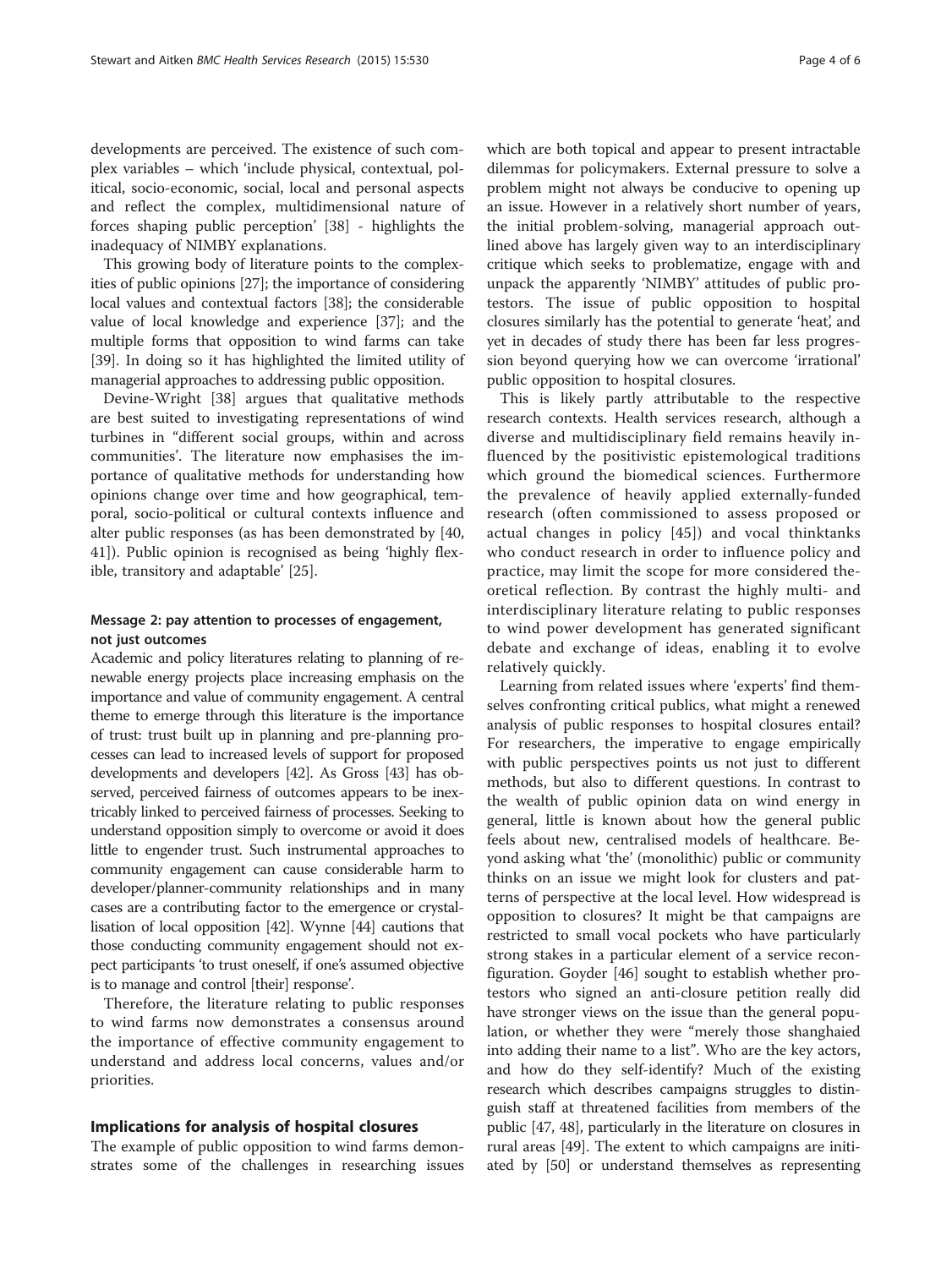developments are perceived. The existence of such complex variables – which 'include physical, contextual, political, socio-economic, social, local and personal aspects and reflect the complex, multidimensional nature of forces shaping public perception' [38] - highlights the inadequacy of NIMBY explanations.

This growing body of literature points to the complexities of public opinions [27]; the importance of considering local values and contextual factors [38]; the considerable value of local knowledge and experience [37]; and the multiple forms that opposition to wind farms can take [39]. In doing so it has highlighted the limited utility of managerial approaches to addressing public opposition.

Devine-Wright [38] argues that qualitative methods are best suited to investigating representations of wind turbines in "different social groups, within and across communities'. The literature now emphasises the importance of qualitative methods for understanding how opinions change over time and how geographical, temporal, socio-political or cultural contexts influence and alter public responses (as has been demonstrated by [40, 41]). Public opinion is recognised as being 'highly flexible, transitory and adaptable' [25].

### Message 2: pay attention to processes of engagement, not just outcomes

Academic and policy literatures relating to planning of renewable energy projects place increasing emphasis on the importance and value of community engagement. A central theme to emerge through this literature is the importance of trust: trust built up in planning and pre-planning processes can lead to increased levels of support for proposed developments and developers [42]. As Gross [43] has observed, perceived fairness of outcomes appears to be inextricably linked to perceived fairness of processes. Seeking to understand opposition simply to overcome or avoid it does little to engender trust. Such instrumental approaches to community engagement can cause considerable harm to developer/planner-community relationships and in many cases are a contributing factor to the emergence or crystallisation of local opposition [42]. Wynne [44] cautions that those conducting community engagement should not expect participants 'to trust oneself, if one's assumed objective is to manage and control [their] response'.

Therefore, the literature relating to public responses to wind farms now demonstrates a consensus around the importance of effective community engagement to understand and address local concerns, values and/or priorities.

## Implications for analysis of hospital closures

The example of public opposition to wind farms demonstrates some of the challenges in researching issues which are both topical and appear to present intractable dilemmas for policymakers. External pressure to solve a problem might not always be conducive to opening up an issue. However in a relatively short number of years, the initial problem-solving, managerial approach outlined above has largely given way to an interdisciplinary critique which seeks to problematize, engage with and unpack the apparently 'NIMBY' attitudes of public protestors. The issue of public opposition to hospital closures similarly has the potential to generate 'heat', and yet in decades of study there has been far less progression beyond querying how we can overcome 'irrational' public opposition to hospital closures.

This is likely partly attributable to the respective research contexts. Health services research, although a diverse and multidisciplinary field remains heavily influenced by the positivistic epistemological traditions which ground the biomedical sciences. Furthermore the prevalence of heavily applied externally-funded research (often commissioned to assess proposed or actual changes in policy [45]) and vocal thinktanks who conduct research in order to influence policy and practice, may limit the scope for more considered theoretical reflection. By contrast the highly multi- and interdisciplinary literature relating to public responses to wind power development has generated significant debate and exchange of ideas, enabling it to evolve relatively quickly.

Learning from related issues where 'experts' find themselves confronting critical publics, what might a renewed analysis of public responses to hospital closures entail? For researchers, the imperative to engage empirically with public perspectives points us not just to different methods, but also to different questions. In contrast to the wealth of public opinion data on wind energy in general, little is known about how the general public feels about new, centralised models of healthcare. Beyond asking what 'the' (monolithic) public or community thinks on an issue we might look for clusters and patterns of perspective at the local level. How widespread is opposition to closures? It might be that campaigns are restricted to small vocal pockets who have particularly strong stakes in a particular element of a service reconfiguration. Goyder [46] sought to establish whether protestors who signed an anti-closure petition really did have stronger views on the issue than the general population, or whether they were "merely those shanghaied into adding their name to a list". Who are the key actors, and how do they self-identify? Much of the existing research which describes campaigns struggles to distinguish staff at threatened facilities from members of the public [47, 48], particularly in the literature on closures in rural areas [49]. The extent to which campaigns are initiated by [50] or understand themselves as representing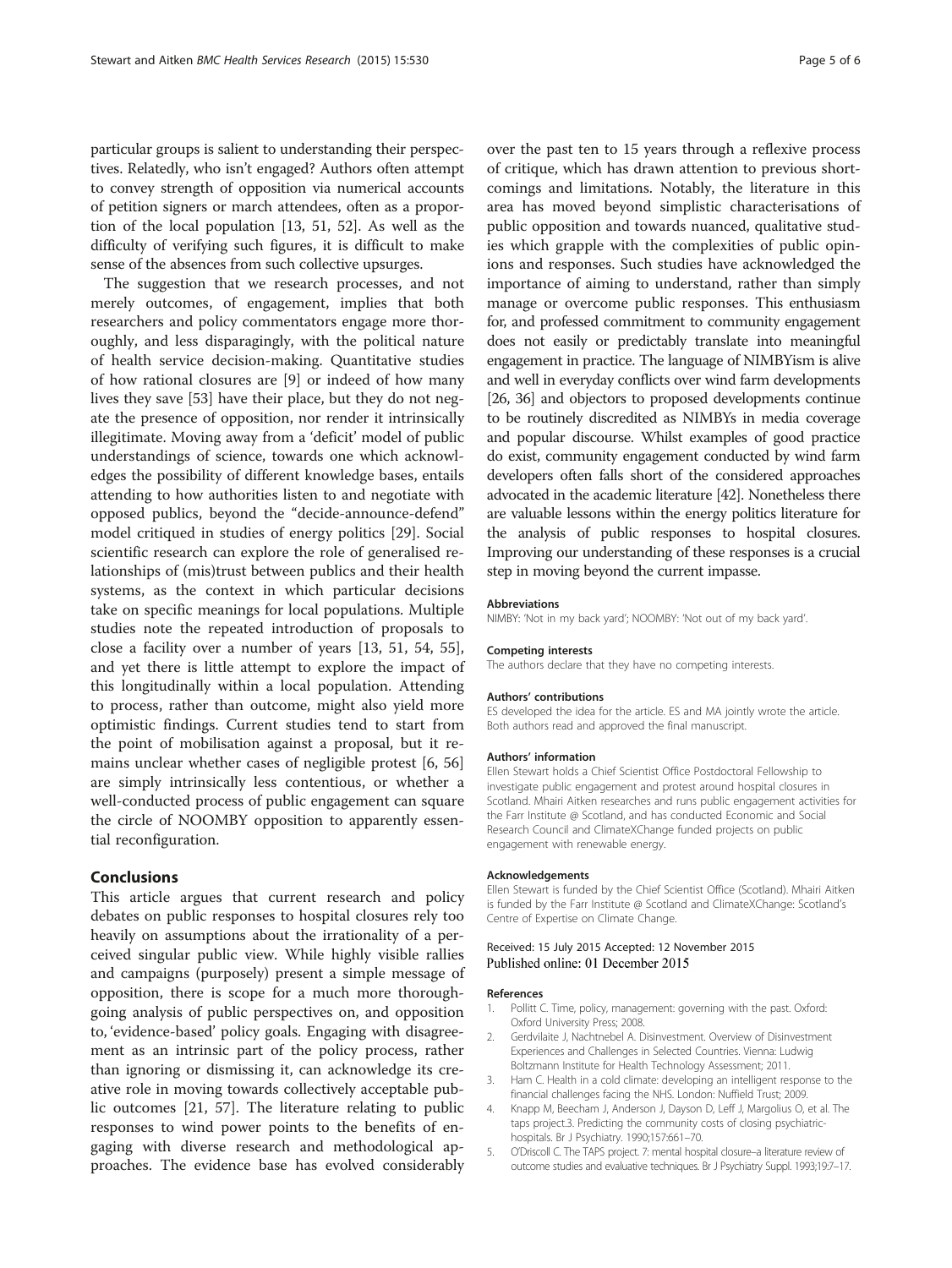particular groups is salient to understanding their perspectives. Relatedly, who isn't engaged? Authors often attempt to convey strength of opposition via numerical accounts of petition signers or march attendees, often as a proportion of the local population [13, 51, 52]. As well as the difficulty of verifying such figures, it is difficult to make sense of the absences from such collective upsurges.

The suggestion that we research processes, and not merely outcomes, of engagement, implies that both researchers and policy commentators engage more thoroughly, and less disparagingly, with the political nature of health service decision-making. Quantitative studies of how rational closures are [9] or indeed of how many lives they save [53] have their place, but they do not negate the presence of opposition, nor render it intrinsically illegitimate. Moving away from a 'deficit' model of public understandings of science, towards one which acknowledges the possibility of different knowledge bases, entails attending to how authorities listen to and negotiate with opposed publics, beyond the "decide-announce-defend" model critiqued in studies of energy politics [29]. Social scientific research can explore the role of generalised relationships of (mis)trust between publics and their health systems, as the context in which particular decisions take on specific meanings for local populations. Multiple studies note the repeated introduction of proposals to close a facility over a number of years [13, 51, 54, 55], and yet there is little attempt to explore the impact of this longitudinally within a local population. Attending to process, rather than outcome, might also yield more optimistic findings. Current studies tend to start from the point of mobilisation against a proposal, but it remains unclear whether cases of negligible protest [6, 56] are simply intrinsically less contentious, or whether a well-conducted process of public engagement can square the circle of NOOMBY opposition to apparently essential reconfiguration.

## Conclusions

This article argues that current research and policy debates on public responses to hospital closures rely too heavily on assumptions about the irrationality of a perceived singular public view. While highly visible rallies and campaigns (purposely) present a simple message of opposition, there is scope for a much more thoroughgoing analysis of public perspectives on, and opposition to, 'evidence-based' policy goals. Engaging with disagreement as an intrinsic part of the policy process, rather than ignoring or dismissing it, can acknowledge its creative role in moving towards collectively acceptable public outcomes [21, 57]. The literature relating to public responses to wind power points to the benefits of engaging with diverse research and methodological approaches. The evidence base has evolved considerably over the past ten to 15 years through a reflexive process of critique, which has drawn attention to previous shortcomings and limitations. Notably, the literature in this area has moved beyond simplistic characterisations of public opposition and towards nuanced, qualitative studies which grapple with the complexities of public opinions and responses. Such studies have acknowledged the importance of aiming to understand, rather than simply manage or overcome public responses. This enthusiasm for, and professed commitment to community engagement does not easily or predictably translate into meaningful engagement in practice. The language of NIMBYism is alive and well in everyday conflicts over wind farm developments [26, 36] and objectors to proposed developments continue to be routinely discredited as NIMBYs in media coverage and popular discourse. Whilst examples of good practice do exist, community engagement conducted by wind farm developers often falls short of the considered approaches advocated in the academic literature [42]. Nonetheless there are valuable lessons within the energy politics literature for the analysis of public responses to hospital closures. Improving our understanding of these responses is a crucial step in moving beyond the current impasse.

#### Abbreviations

NIMBY: 'Not in my back yard'; NOOMBY: 'Not out of my back yard'.

#### Competing interests

The authors declare that they have no competing interests.

#### Authors' contributions

ES developed the idea for the article. ES and MA jointly wrote the article. Both authors read and approved the final manuscript.

#### Authors' information

Ellen Stewart holds a Chief Scientist Office Postdoctoral Fellowship to investigate public engagement and protest around hospital closures in Scotland. Mhairi Aitken researches and runs public engagement activities for the Farr Institute @ Scotland, and has conducted Economic and Social Research Council and ClimateXChange funded projects on public engagement with renewable energy.

#### Acknowledgements

Ellen Stewart is funded by the Chief Scientist Office (Scotland). Mhairi Aitken is funded by the Farr Institute @ Scotland and ClimateXChange: Scotland's Centre of Expertise on Climate Change.

Received: 15 July 2015 Accepted: 12 November 2015
Published online: 01 December 2015

#### References

1. Pollitt C. Time, policy, management: governing with the past. Oxford: Oxford University Press; 2008.
2. Gerdvilaite J, Nachtnebel A. Disinvestment. Overview of Disinvestment Experiences and Challenges in Selected Countries. Vienna: Ludwig Boltzmann Institute for Health Technology Assessment; 2011.
3. Ham C. Health in a cold climate: developing an intelligent response to the financial challenges facing the NHS. London: Nuffield Trust; 2009.
4. Knapp M, Beecham J, Anderson J, Dayson D, Leff J, Margolius O, et al. The taps project.3. Predicting the community costs of closing psychiatric-hospitals. Br J Psychiatry. 1990;157:661–70.
5. O'Driscoll C. The TAPS project. 7: mental hospital closure–a literature review of outcome studies and evaluative techniques. Br J Psychiatry Suppl. 1993;19:7–17.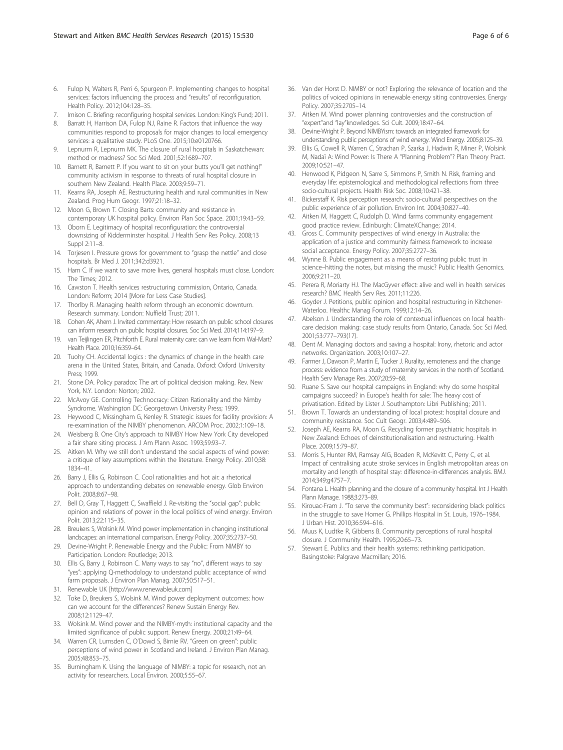6. Fulop N, Walters R, Perri 6, Spurgeon P. Implementing changes to hospital services: factors influencing the process and "results" of reconfiguration. Health Policy. 2012;104:128–35.
7. Imison C. Briefing: reconfiguring hospital services. London: King's Fund; 2011.
8. Barratt H, Harrison DA, Fulop NJ, Raine R. Factors that influence the way communities respond to proposals for major changes to local emergency services: a qualitative study. PLoS One. 2015;10:e0120766.
9. Lepnurm R, Lepnurm MK. The closure of rural hospitals in Saskatchewan: method or madness? Soc Sci Med. 2001;52:1689–707.
10. Barnett R, Barnett P. If you want to sit on your butts you'll get nothing!" community activism in response to threats of rural hospital closure in southern New Zealand. Health Place. 2003;9:59–71.
11. Kearns RA, Joseph AE. Restructuring health and rural communities in New Zealand. Prog Hum Geogr. 1997;21:18–32.
12. Moon G, Brown T. Closing Barts: community and resistance in contemporary UK hospital policy. Environ Plan Soc Space. 2001;19:43–59.
13. Oborn E. Legitimacy of hospital reconfiguration: the controversial downsizing of Kidderminster hospital. J Health Serv Res Policy. 2008;13 Suppl 2:11–8.
14. Torjesen I. Pressure grows for government to "grasp the nettle" and close hospitals. Br Med J. 2011;342:d3921.
15. Ham C. If we want to save more lives, general hospitals must close. London: The Times; 2012.
16. Cawston T. Health services restructuring commission, Ontario, Canada. London: Reform; 2014 [More for Less Case Studies].
17. Thorlby R. Managing health reform through an economic downturn. Research summary. London: Nuffield Trust; 2011.
18. Cohen AK, Ahern J. Invited commentary: How research on public school closures can inform research on public hospital closures. Soc Sci Med. 2014;114:197–9.
19. van Teijlingen ER, Pitchforth E. Rural maternity care: can we learn from Wal-Mart? Health Place. 2010;16:359–64.
20. Tuohy CH. Accidental logics : the dynamics of change in the health care arena in the United States, Britain, and Canada. Oxford: Oxford University Press; 1999.
21. Stone DA. Policy paradox: The art of political decision making. Rev. New York, N.Y. London: Norton; 2002.
22. McAvoy GE. Controlling Technocracy: Citizen Rationality and the Nimby Syndrome. Washington DC: Georgetown University Press; 1999.
23. Heywood C, Missingham G, Kenley R. Strategic issues for facility provision: A re-examination of the NIMBY phenomenon. ARCOM Proc. 2002;1:109–18.
24. Weisberg B. One City's approach to NIMBY How New York City developed a fair share siting process. J Am Plann Assoc. 1993;59:93–7.
25. Aitken M. Why we still don't understand the social aspects of wind power: a critique of key assumptions within the literature. Energy Policy. 2010;38: 1834–41.
26. Barry J, Ellis G, Robinson C. Cool rationalities and hot air: a rhetorical approach to understanding debates on renewable energy. Glob Environ Polit. 2008;8:67–98.
27. Bell D, Gray T, Haggett C, Swaffield J. Re-visiting the "social gap": public opinion and relations of power in the local politics of wind energy. Environ Polit. 2013;22:115–35.
28. Breukers S, Wolsink M. Wind power implementation in changing institutional landscapes: an international comparison. Energy Policy. 2007;35:2737–50.
29. Devine-Wright P. Renewable Energy and the Public: From NIMBY to Participation. London: Routledge; 2013.
30. Ellis G, Barry J, Robinson C. Many ways to say "no", different ways to say "yes": applying Q-methodology to understand public acceptance of wind farm proposals. J Environ Plan Manag. 2007;50:517–51.
31. Renewable UK [http://www.renewableuk.com]
32. Toke D, Breukers S, Wolsink M. Wind power deployment outcomes: how can we account for the differences? Renew Sustain Energy Rev. 2008;12:1129–47.
33. Wolsink M. Wind power and the NIMBY-myth: institutional capacity and the limited significance of public support. Renew Energy. 2000;21:49–64.
34. Warren CR, Lumsden C, O'Dowd S, Birnie RV. "Green on green": public perceptions of wind power in Scotland and Ireland. J Environ Plan Manag. 2005;48:853–75.
35. Burningham K. Using the language of NIMBY: a topic for research, not an activity for researchers. Local Environ. 2000;5:55–67.
36. Van der Horst D. NIMBY or not? Exploring the relevance of location and the politics of voiced opinions in renewable energy siting controversies. Energy Policy. 2007;35:2705–14.
37. Aitken M. Wind power planning controversies and the construction of "expert"and "lay"knowledges. Sci Cult. 2009;18:47–64.
38. Devine-Wright P. Beyond NIMBYism: towards an integrated framework for understanding public perceptions of wind energy. Wind Energy. 2005;8:125–39.
39. Ellis G, Cowell R, Warren C, Strachan P, Szarka J, Hadwin R, Miner P, Wolsink M, Nadaï A: Wind Power: Is There A "Planning Problem"? Plan Theory Pract. 2009;10:521–47.
40. Henwood K, Pidgeon N, Sarre S, Simmons P, Smith N. Risk, framing and everyday life: epistemological and methodological reflections from three socio-cultural projects. Health Risk Soc. 2008;10:421–38.
41. Bickerstaff K. Risk perception research: socio-cultural perspectives on the public experience of air pollution. Environ Int. 2004;30:827–40.
42. Aitken M, Haggett C, Rudolph D. Wind farms community engagement good practice review. Edinburgh: ClimateXChange; 2014.
43. Gross C. Community perspectives of wind energy in Australia: the application of a justice and community fairness framework to increase social acceptance. Energy Policy. 2007;35:2727–36.
44. Wynne B. Public engagement as a means of restoring public trust in science–hitting the notes, but missing the music? Public Health Genomics. 2006;9:211–20.
45. Perera R, Moriarty HJ. The MacGyver effect: alive and well in health services research? BMC Health Serv Res. 2011;11:226.
46. Goyder J. Petitions, public opinion and hospital restructuring in Kitchener-Waterloo. Healthc Manag Forum. 1999;12:14–26.
47. Abelson J. Understanding the role of contextual influences on local health-care decision making: case study results from Ontario, Canada. Soc Sci Med. 2001;53:777–793(17).
48. Dent M. Managing doctors and saving a hospital: Irony, rhetoric and actor networks. Organization. 2003;10:107–27.
49. Farmer J, Dawson P, Martin E, Tucker J. Rurality, remoteness and the change process: evidence from a study of maternity services in the north of Scotland. Health Serv Manage Res. 2007;20:59–68.
50. Ruane S. Save our hospital campaigns in England: why do some hospital campaigns succeed? in Europe's health for sale: The heavy cost of privatisation. Edited by Lister J. Southampton: Libri Publishing; 2011.
51. Brown T. Towards an understanding of local protest: hospital closure and community resistance. Soc Cult Geogr. 2003;4:489–506.
52. Joseph AE, Kearns RA, Moon G. Recycling former psychiatric hospitals in New Zealand: Echoes of deinstitutionalisation and restructuring. Health Place. 2009;15:79–87.
53. Morris S, Hunter RM, Ramsay AIG, Boaden R, McKevitt C, Perry C, et al. Impact of centralising acute stroke services in English metropolitan areas on mortality and length of hospital stay: difference-in-differences analysis. BMJ. 2014;349:g4757–7.
54. Fontana L. Health planning and the closure of a community hospital. Int J Health Plann Manage. 1988;3:273–89.
55. Kirouac-Fram J. "To serve the community best": reconsidering black politics in the struggle to save Homer G. Phillips Hospital in St. Louis, 1976–1984. J Urban Hist. 2010;36:594–616.
56. Muus K, Ludtke R, Gibbens B. Community perceptions of rural hospital closure. J Community Health. 1995;20:65–73.
57. Stewart E. Publics and their health systems: rethinking participation. Basingstoke: Palgrave Macmillan; 2016.